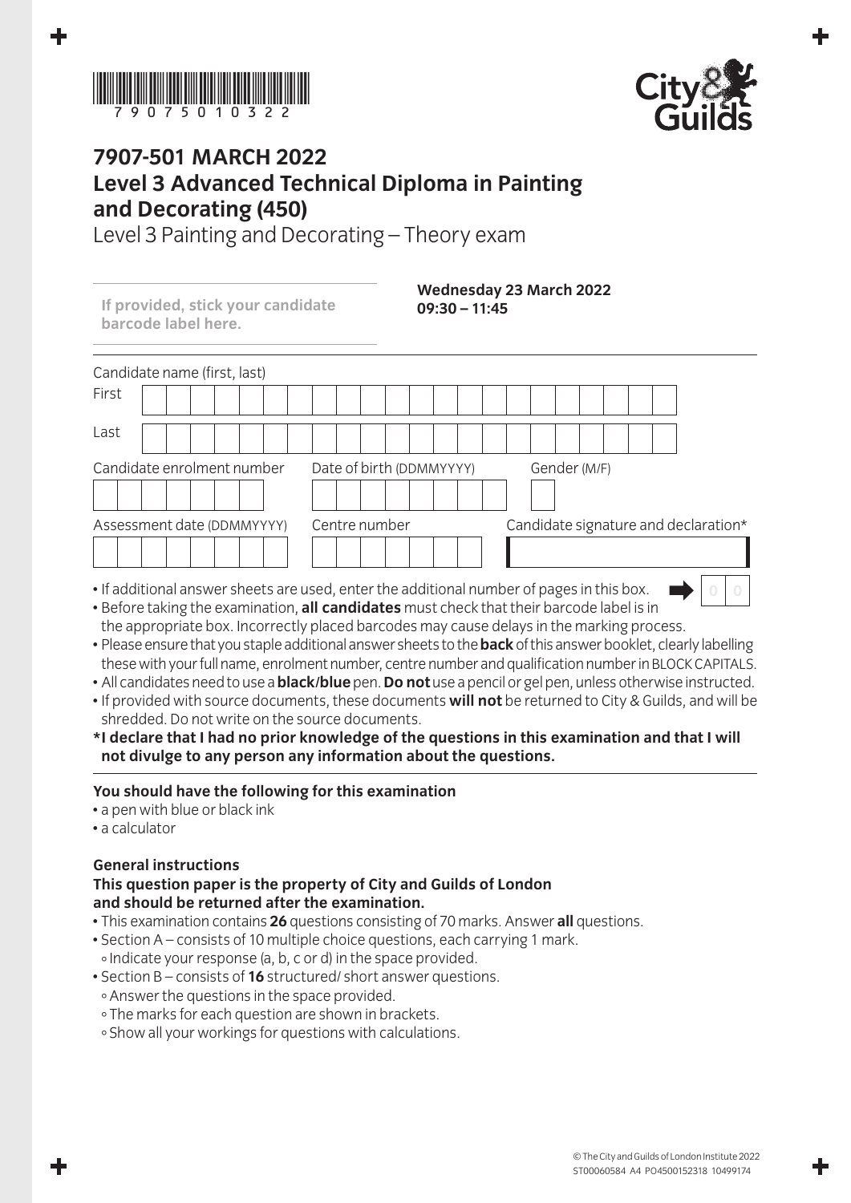7 9 0 7 5 0 1 0 3 2 2

# 7907-501 MARCH 2022
# Level 3 Advanced Technical Diploma in Painting and Decorating (450)

Level 3 Painting and Decorating – Theory exam

**If provided, stick your candidate barcode label here.**

**Wednesday 23 March 2022**
**09:30 – 11:45**

Candidate name (first, last)

First

Last

Candidate enrolment number | Date of birth (DDMMYYYY) | Gender (M/F)

Assessment date (DDMMYYYY) | Centre number | Candidate signature and declaration*

- If additional answer sheets are used, enter the additional number of pages in this box. 0 0
- Before taking the examination, **all candidates** must check that their barcode label is in the appropriate box. Incorrectly placed barcodes may cause delays in the marking process.
- Please ensure that you staple additional answer sheets to the **back** of this answer booklet, clearly labelling these with your full name, enrolment number, centre number and qualification number in BLOCK CAPITALS.
- All candidates need to use a **black/blue** pen. **Do not** use a pencil or gel pen, unless otherwise instructed.
- If provided with source documents, these documents **will not** be returned to City & Guilds, and will be shredded. Do not write on the source documents.

**\*I declare that I had no prior knowledge of the questions in this examination and that I will not divulge to any person any information about the questions.**

### You should have the following for this examination

- a pen with blue or black ink
- a calculator

### General instructions

**This question paper is the property of City and Guilds of London and should be returned after the examination.**

- This examination contains **26** questions consisting of 70 marks. Answer **all** questions.
- Section A – consists of 10 multiple choice questions, each carrying 1 mark.
  - Indicate your response (a, b, c or d) in the space provided.
- Section B – consists of **16** structured/ short answer questions.
  - Answer the questions in the space provided.
  - The marks for each question are shown in brackets.
  - Show all your workings for questions with calculations.

© The City and Guilds of London Institute 2022
ST00060584 A4 PO4500152318 10499174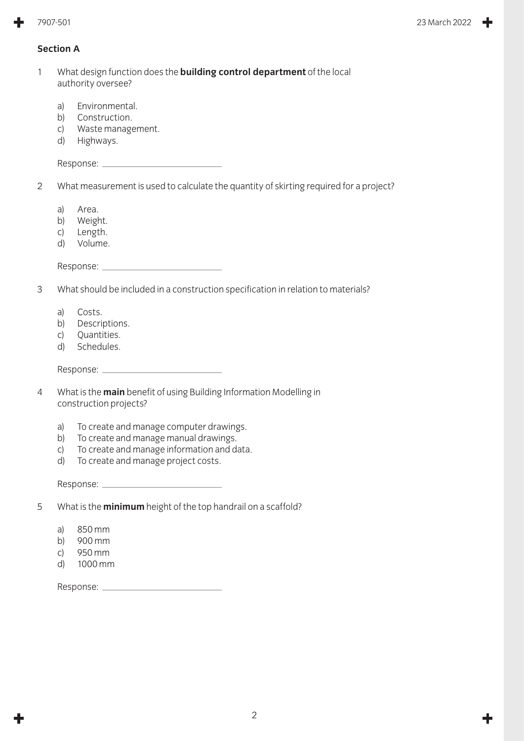## Section A

1. What design function does the **building control department** of the local authority oversee?

   a) Environmental.
   b) Construction.
   c) Waste management.
   d) Highways.

   Response: ____________________

2. What measurement is used to calculate the quantity of skirting required for a project?

   a) Area.
   b) Weight.
   c) Length.
   d) Volume.

   Response: ____________________

3. What should be included in a construction specification in relation to materials?

   a) Costs.
   b) Descriptions.
   c) Quantities.
   d) Schedules.

   Response: ____________________

4. What is the **main** benefit of using Building Information Modelling in construction projects?

   a) To create and manage computer drawings.
   b) To create and manage manual drawings.
   c) To create and manage information and data.
   d) To create and manage project costs.

   Response: ____________________

5. What is the **minimum** height of the top handrail on a scaffold?

   a) 850 mm
   b) 900 mm
   c) 950 mm
   d) 1000 mm

   Response: ____________________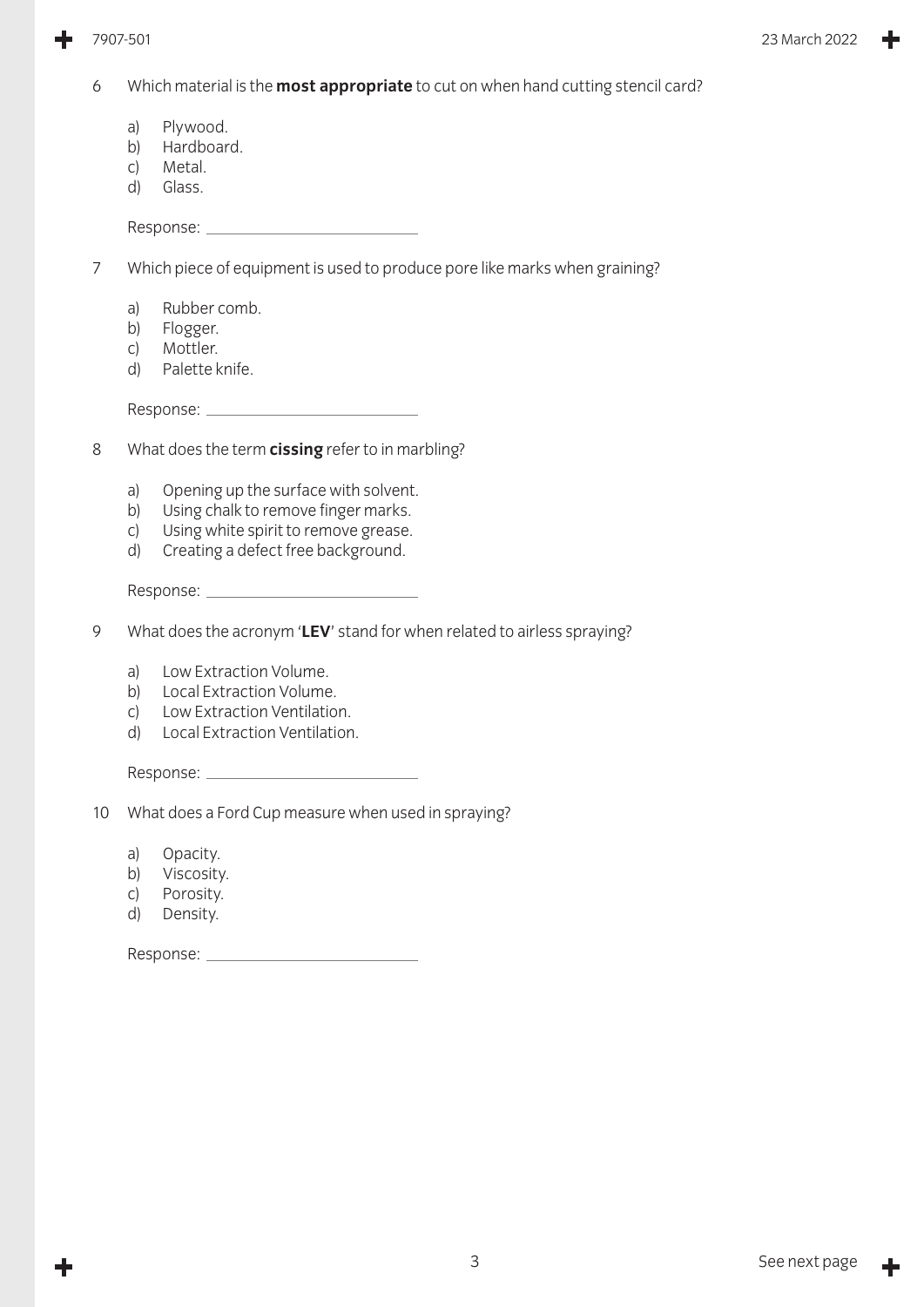6 Which material is the **most appropriate** to cut on when hand cutting stencil card?

- a) Plywood.
- b) Hardboard.
- c) Metal.
- d) Glass.

Response: ____________________

7 Which piece of equipment is used to produce pore like marks when graining?

- a) Rubber comb.
- b) Flogger.
- c) Mottler.
- d) Palette knife.

Response: ____________________

8 What does the term **cissing** refer to in marbling?

- a) Opening up the surface with solvent.
- b) Using chalk to remove finger marks.
- c) Using white spirit to remove grease.
- d) Creating a defect free background.

Response: ____________________

9 What does the acronym '**LEV**' stand for when related to airless spraying?

- a) Low Extraction Volume.
- b) Local Extraction Volume.
- c) Low Extraction Ventilation.
- d) Local Extraction Ventilation.

Response: ____________________

10 What does a Ford Cup measure when used in spraying?

- a) Opacity.
- b) Viscosity.
- c) Porosity.
- d) Density.

Response: ____________________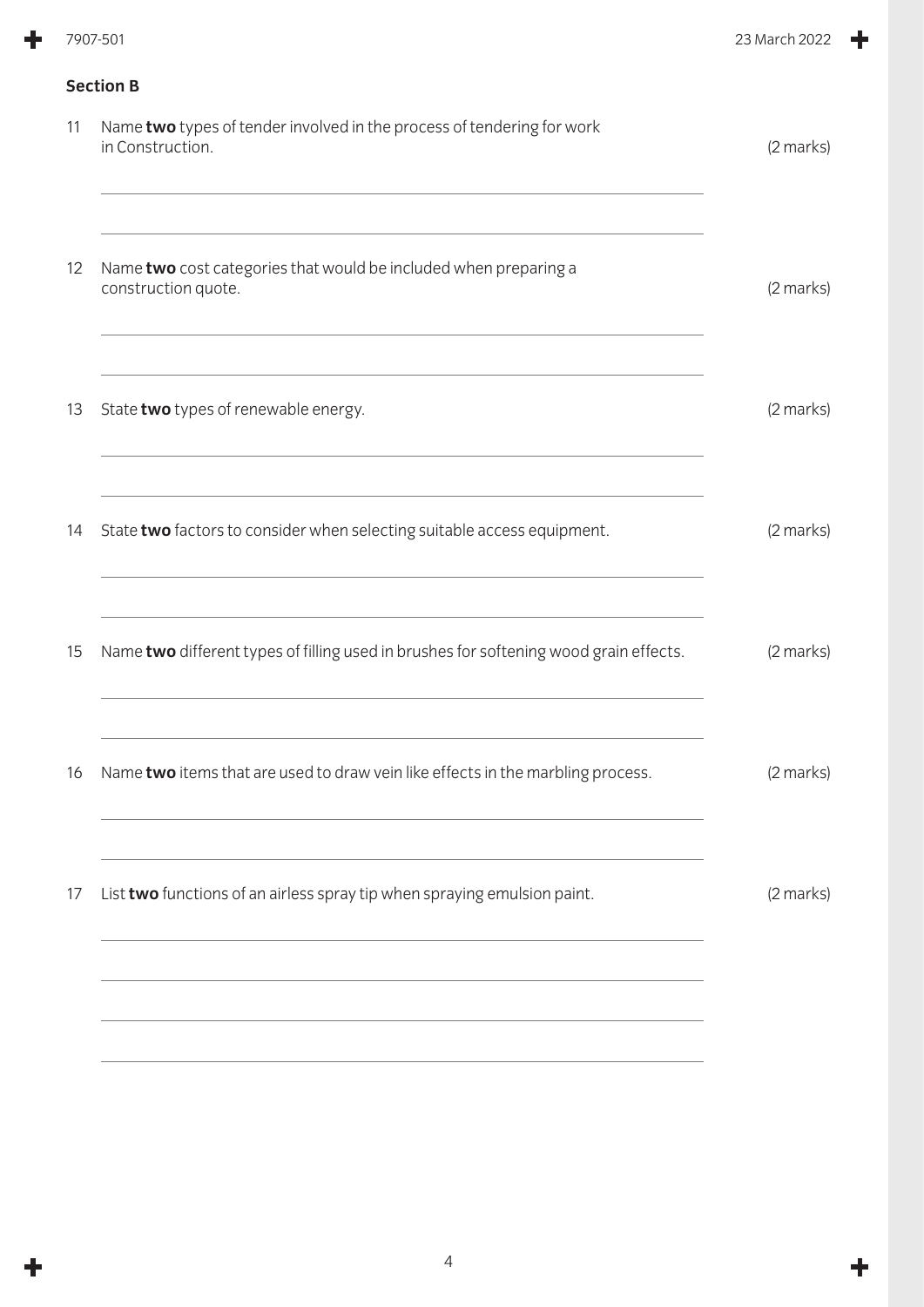## Section B

11 Name **two** types of tender involved in the process of tendering for work in Construction. (2 marks)

12 Name **two** cost categories that would be included when preparing a construction quote. (2 marks)

13 State **two** types of renewable energy. (2 marks)

14 State **two** factors to consider when selecting suitable access equipment. (2 marks)

15 Name **two** different types of filling used in brushes for softening wood grain effects. (2 marks)

16 Name **two** items that are used to draw vein like effects in the marbling process. (2 marks)

17 List **two** functions of an airless spray tip when spraying emulsion paint. (2 marks)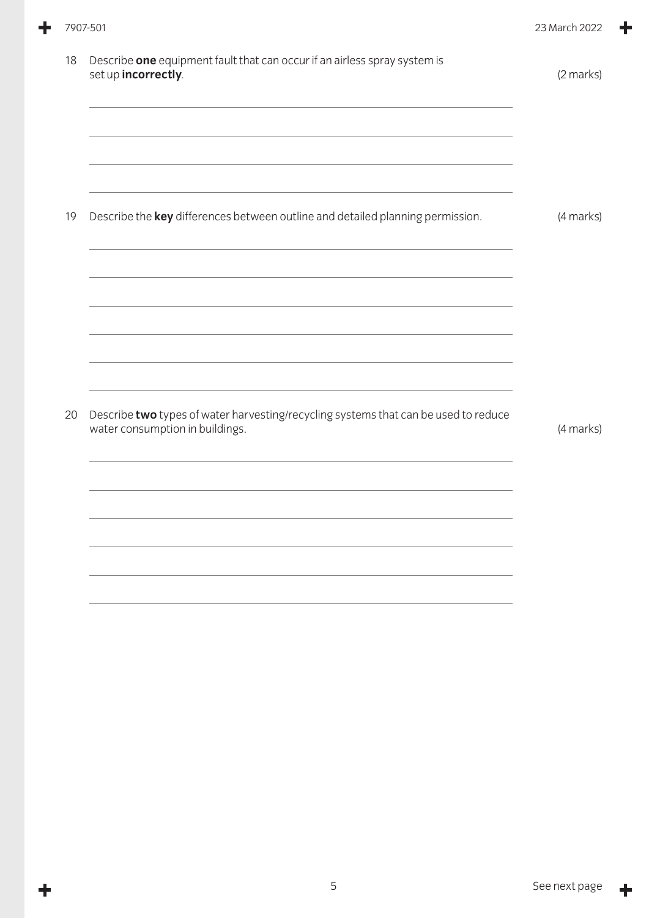18 Describe **one** equipment fault that can occur if an airless spray system is set up **incorrectly**. (2 marks)

19 Describe the **key** differences between outline and detailed planning permission. (4 marks)

20 Describe **two** types of water harvesting/recycling systems that can be used to reduce water consumption in buildings. (4 marks)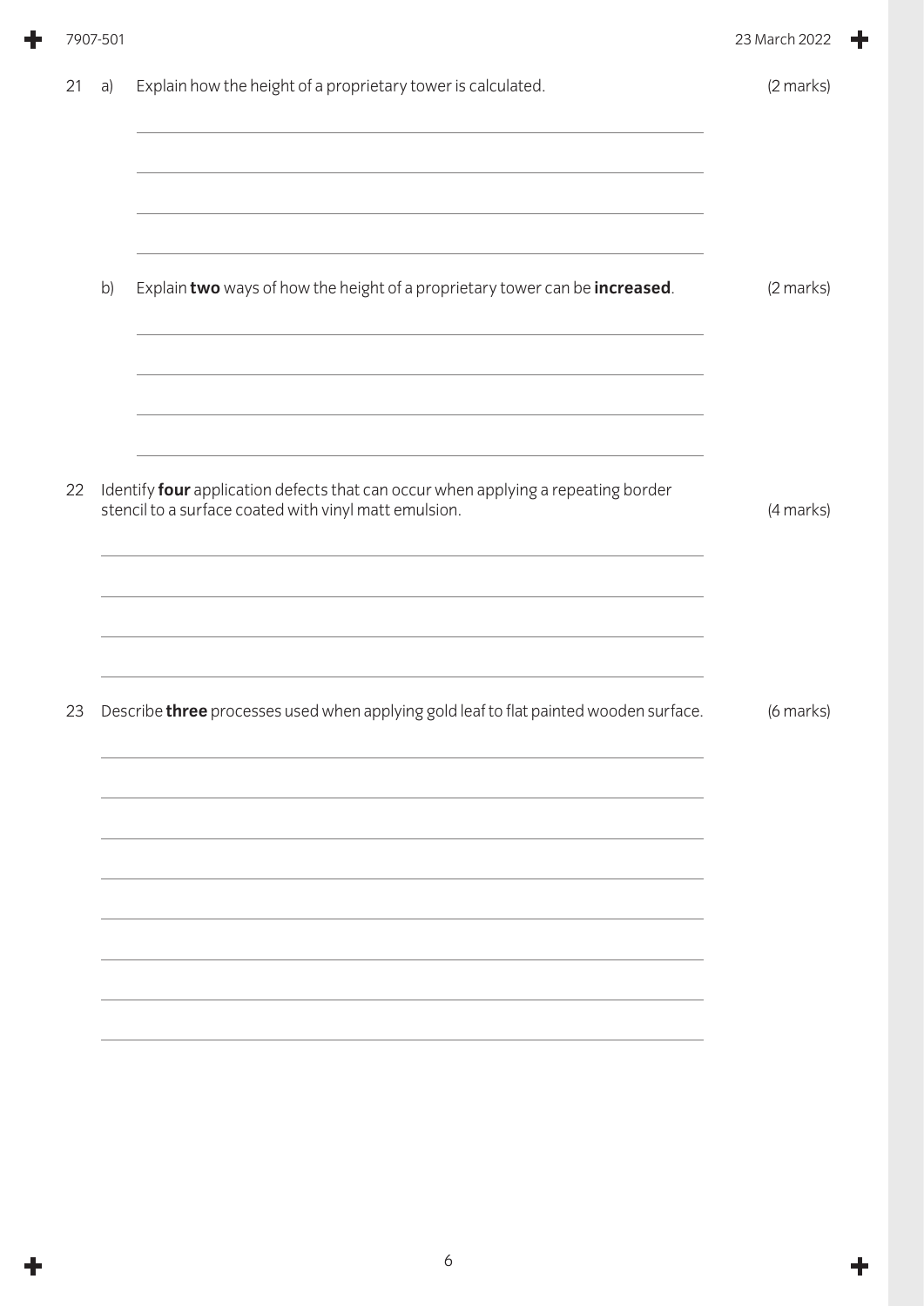21 a) Explain how the height of a proprietary tower is calculated. (2 marks)

b) Explain **two** ways of how the height of a proprietary tower can be **increased**. (2 marks)

22 Identify **four** application defects that can occur when applying a repeating border stencil to a surface coated with vinyl matt emulsion. (4 marks)

23 Describe **three** processes used when applying gold leaf to flat painted wooden surface. (6 marks)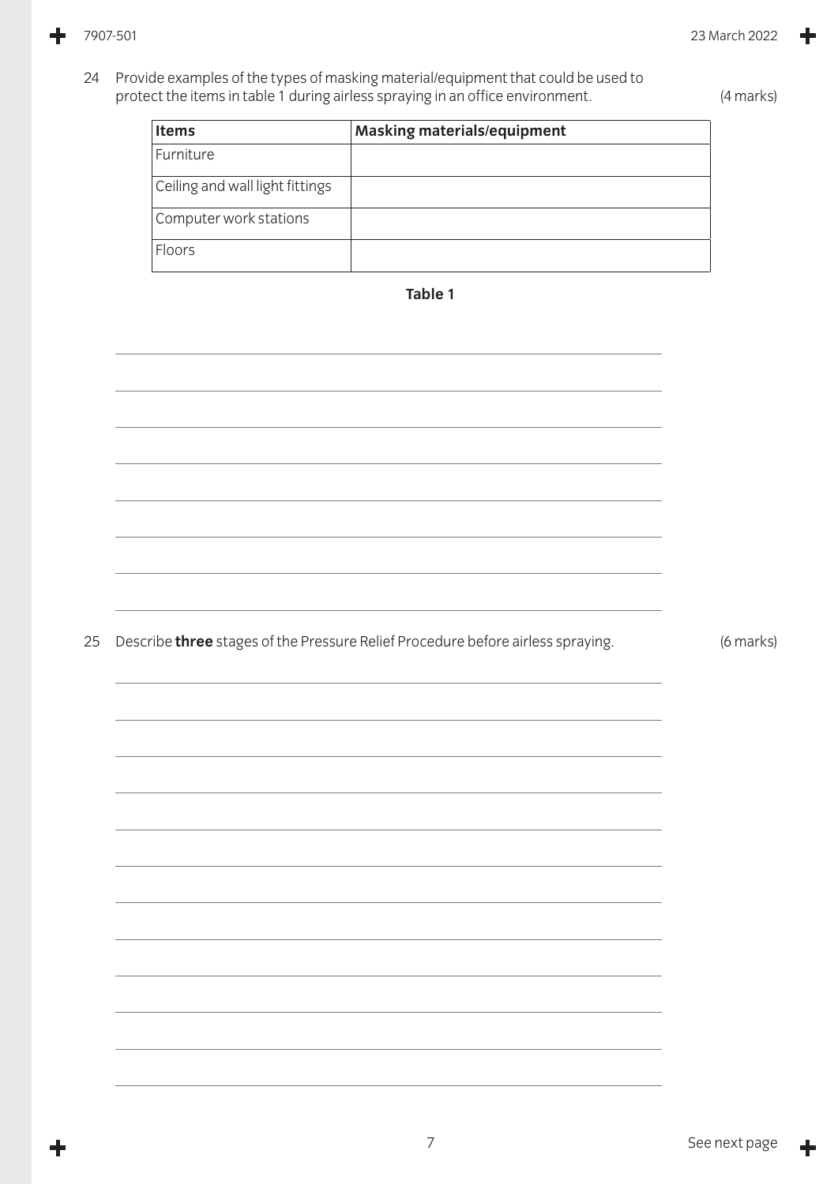24 Provide examples of the types of masking material/equipment that could be used to protect the items in table 1 during airless spraying in an office environment. (4 marks)

| **Items** | **Masking materials/equipment** |
| --- | --- |
| Furniture | |
| Ceiling and wall light fittings | |
| Computer work stations | |
| Floors | |

**Table 1**

25 Describe **three** stages of the Pressure Relief Procedure before airless spraying. (6 marks)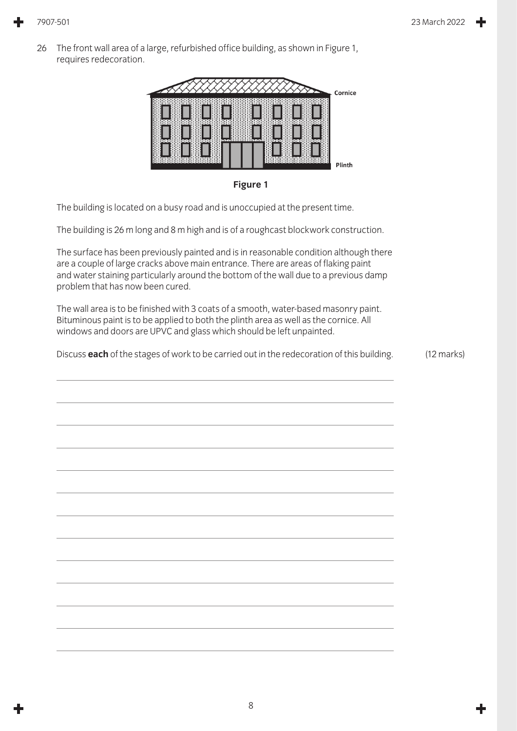26 The front wall area of a large, refurbished office building, as shown in Figure 1, requires redecoration.

Cornice

Plinth

**Figure 1**

The building is located on a busy road and is unoccupied at the present time.

The building is 26 m long and 8 m high and is of a roughcast blockwork construction.

The surface has been previously painted and is in reasonable condition although there are a couple of large cracks above main entrance. There are areas of flaking paint and water staining particularly around the bottom of the wall due to a previous damp problem that has now been cured.

The wall area is to be finished with 3 coats of a smooth, water-based masonry paint. Bituminous paint is to be applied to both the plinth area as well as the cornice. All windows and doors are UPVC and glass which should be left unpainted.

Discuss **each** of the stages of work to be carried out in the redecoration of this building. (12 marks)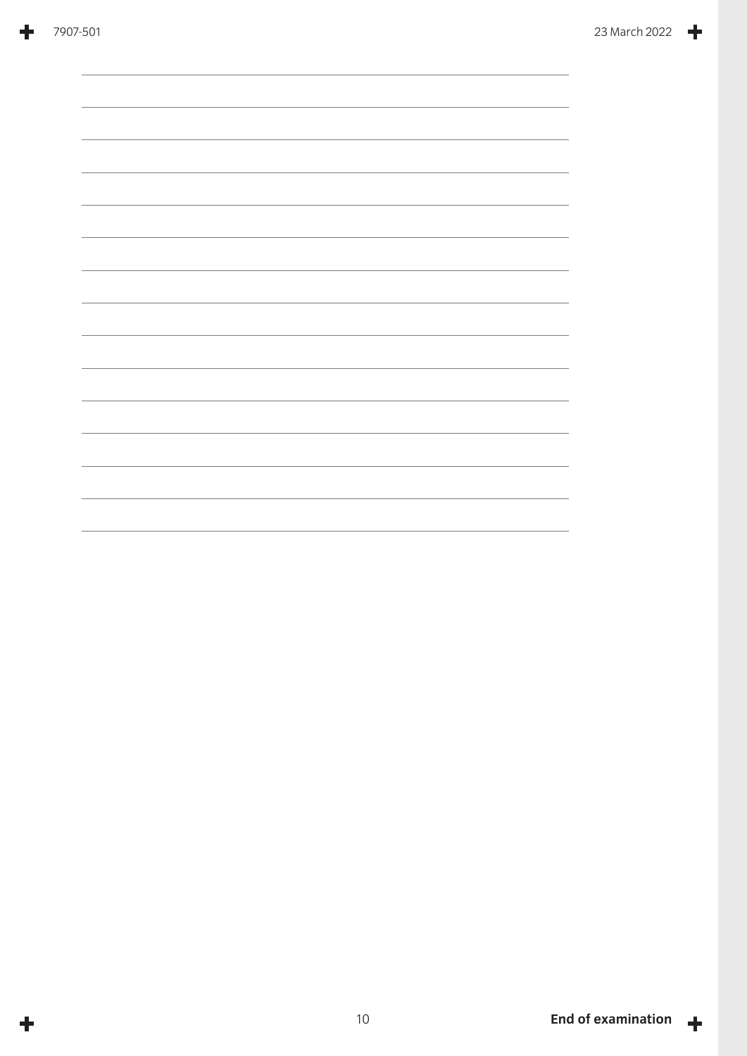**End of examination**